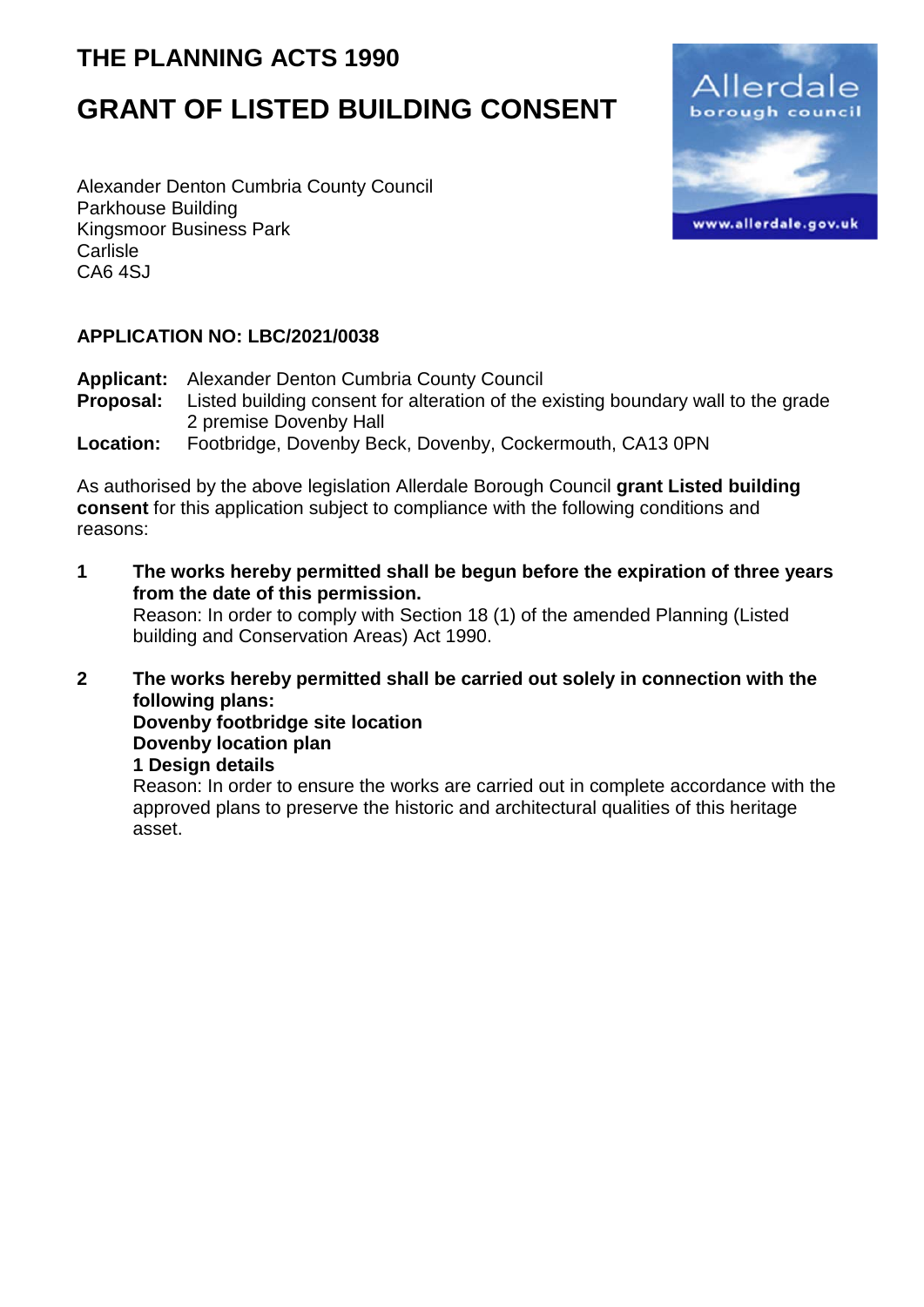# THE PLANNING ACTS 1990

# GRANT OF LISTED BUILDING CONSENT

Alexander Denton Cumbria County Council
Parkhouse Building
Kingsmoor Business Park
Carlisle
CA6 4SJ

**APPLICATION NO: LBC/2021/0038**

**Applicant:** Alexander Denton Cumbria County Council
**Proposal:** Listed building consent for alteration of the existing boundary wall to the grade 2 premise Dovenby Hall
**Location:** Footbridge, Dovenby Beck, Dovenby, Cockermouth, CA13 0PN

As authorised by the above legislation Allerdale Borough Council **grant Listed building consent** for this application subject to compliance with the following conditions and reasons:

1. **The works hereby permitted shall be begun before the expiration of three years from the date of this permission.**
   Reason: In order to comply with Section 18 (1) of the amended Planning (Listed building and Conservation Areas) Act 1990.

2. **The works hereby permitted shall be carried out solely in connection with the following plans:**
   **Dovenby footbridge site location**
   **Dovenby location plan**
   **1 Design details**
   Reason: In order to ensure the works are carried out in complete accordance with the approved plans to preserve the historic and architectural qualities of this heritage asset.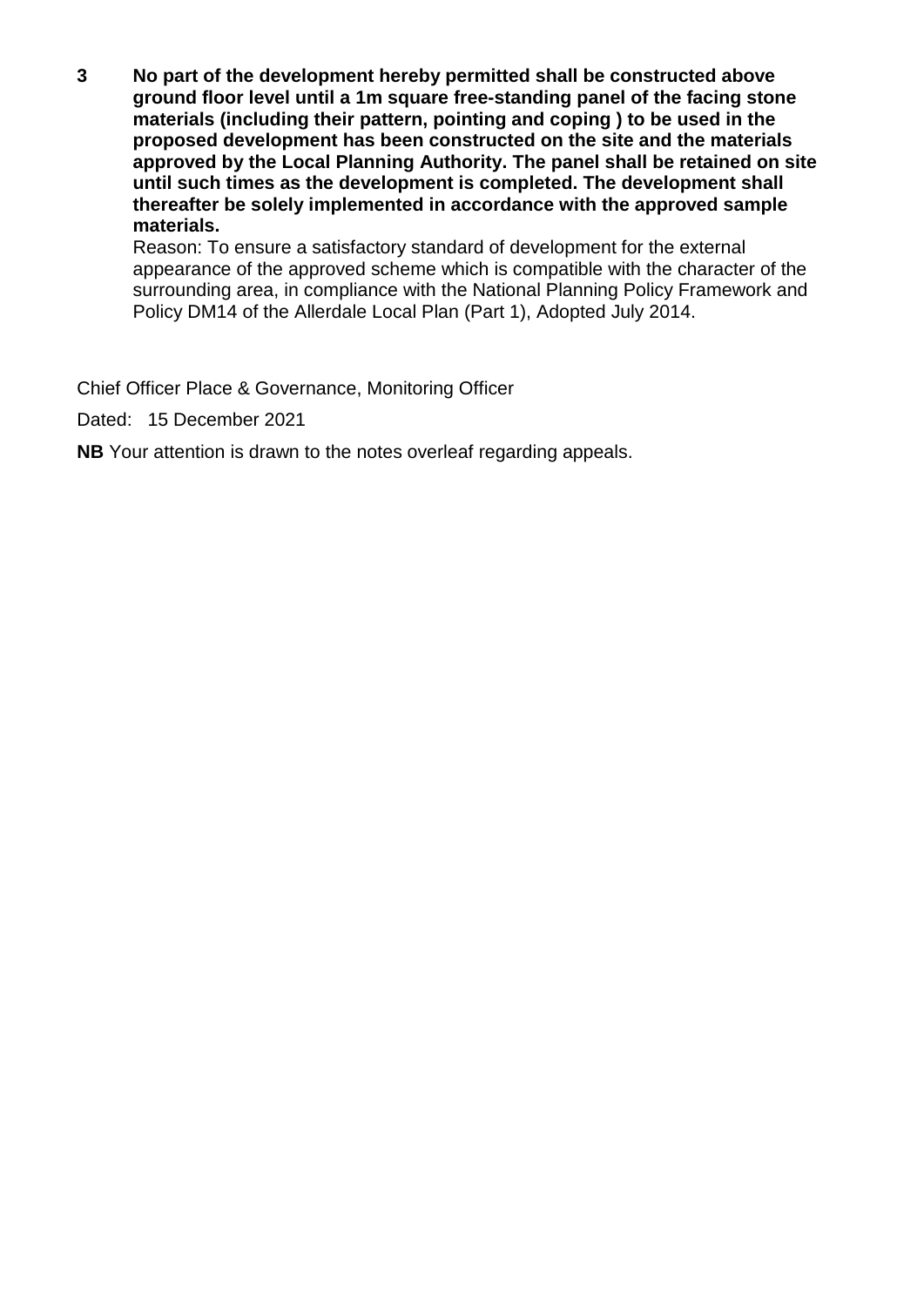**3 No part of the development hereby permitted shall be constructed above ground floor level until a 1m square free-standing panel of the facing stone materials (including their pattern, pointing and coping ) to be used in the proposed development has been constructed on the site and the materials approved by the Local Planning Authority. The panel shall be retained on site until such times as the development is completed. The development shall thereafter be solely implemented in accordance with the approved sample materials.**

Reason: To ensure a satisfactory standard of development for the external appearance of the approved scheme which is compatible with the character of the surrounding area, in compliance with the National Planning Policy Framework and Policy DM14 of the Allerdale Local Plan (Part 1), Adopted July 2014.

Chief Officer Place & Governance, Monitoring Officer

Dated: 15 December 2021

**NB** Your attention is drawn to the notes overleaf regarding appeals.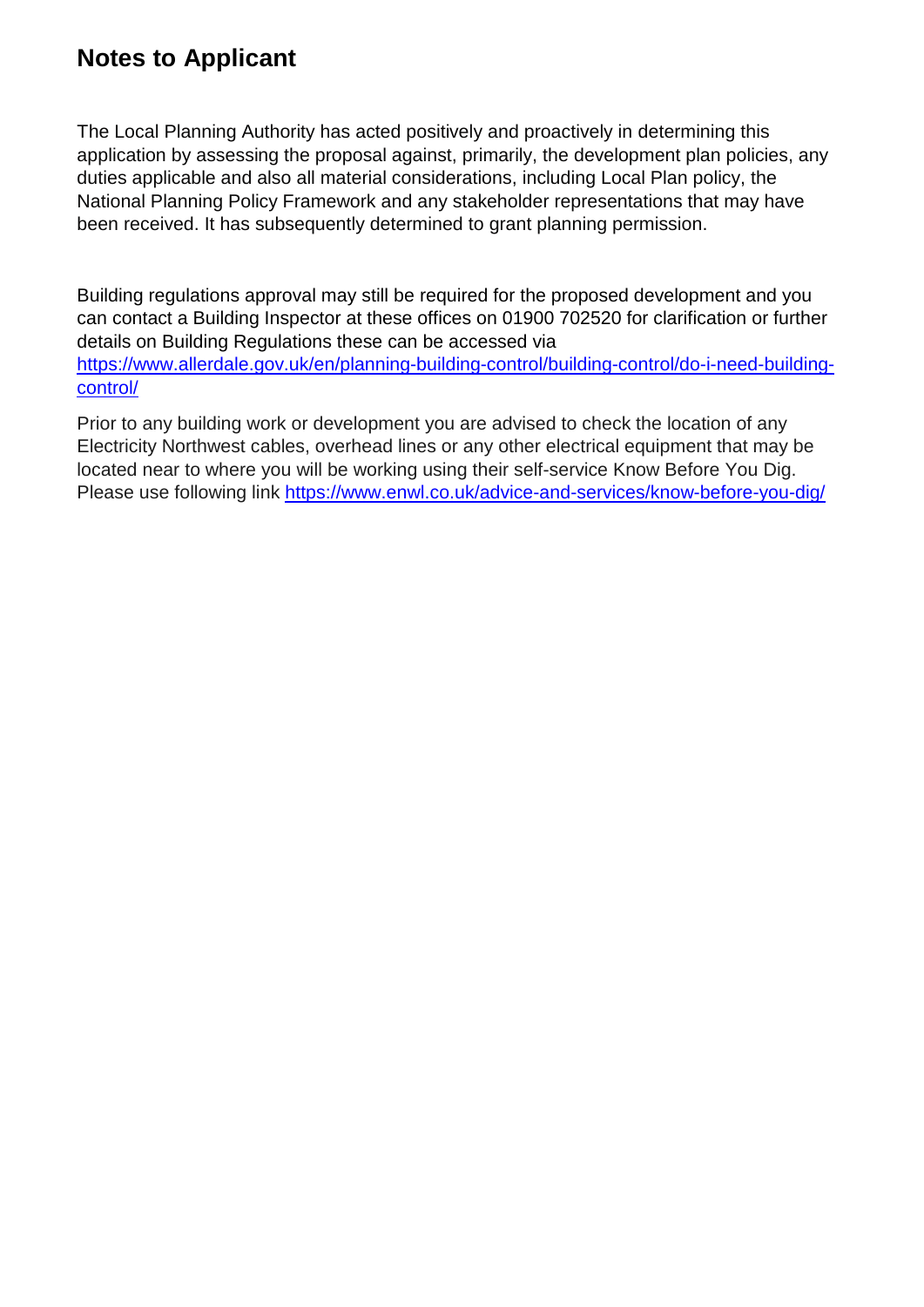## Notes to Applicant

The Local Planning Authority has acted positively and proactively in determining this application by assessing the proposal against, primarily, the development plan policies, any duties applicable and also all material considerations, including Local Plan policy, the National Planning Policy Framework and any stakeholder representations that may have been received. It has subsequently determined to grant planning permission.

Building regulations approval may still be required for the proposed development and you can contact a Building Inspector at these offices on 01900 702520 for clarification or further details on Building Regulations these can be accessed via https://www.allerdale.gov.uk/en/planning-building-control/building-control/do-i-need-building-control/

Prior to any building work or development you are advised to check the location of any Electricity Northwest cables, overhead lines or any other electrical equipment that may be located near to where you will be working using their self-service Know Before You Dig. Please use following link https://www.enwl.co.uk/advice-and-services/know-before-you-dig/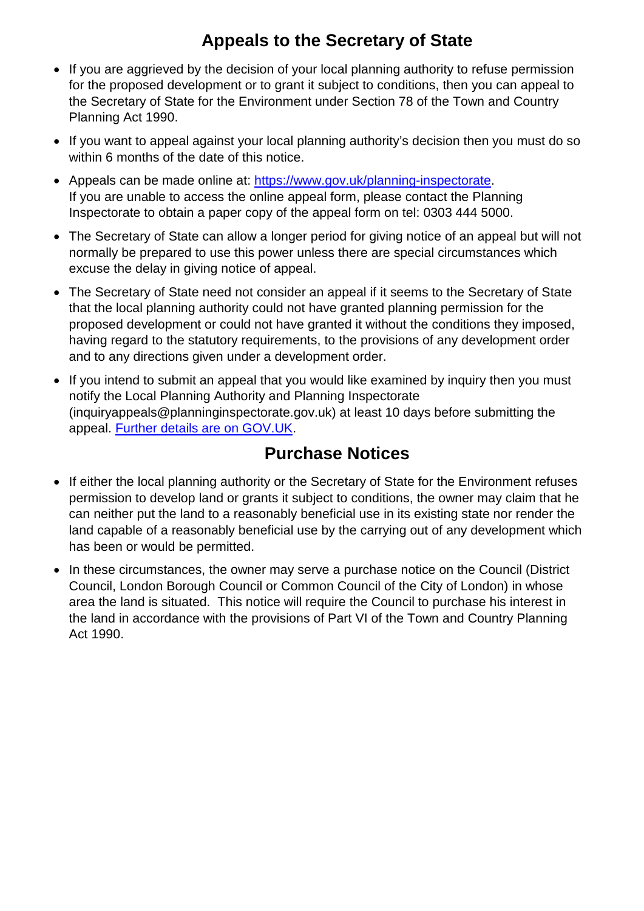## Appeals to the Secretary of State

- If you are aggrieved by the decision of your local planning authority to refuse permission for the proposed development or to grant it subject to conditions, then you can appeal to the Secretary of State for the Environment under Section 78 of the Town and Country Planning Act 1990.
- If you want to appeal against your local planning authority's decision then you must do so within 6 months of the date of this notice.
- Appeals can be made online at: [https://www.gov.uk/planning-inspectorate](https://www.gov.uk/planning-inspectorate).
  If you are unable to access the online appeal form, please contact the Planning Inspectorate to obtain a paper copy of the appeal form on tel: 0303 444 5000.
- The Secretary of State can allow a longer period for giving notice of an appeal but will not normally be prepared to use this power unless there are special circumstances which excuse the delay in giving notice of appeal.
- The Secretary of State need not consider an appeal if it seems to the Secretary of State that the local planning authority could not have granted planning permission for the proposed development or could not have granted it without the conditions they imposed, having regard to the statutory requirements, to the provisions of any development order and to any directions given under a development order.
- If you intend to submit an appeal that you would like examined by inquiry then you must notify the Local Planning Authority and Planning Inspectorate (inquiryappeals@planninginspectorate.gov.uk) at least 10 days before submitting the appeal. Further details are on GOV.UK.

## Purchase Notices

- If either the local planning authority or the Secretary of State for the Environment refuses permission to develop land or grants it subject to conditions, the owner may claim that he can neither put the land to a reasonably beneficial use in its existing state nor render the land capable of a reasonably beneficial use by the carrying out of any development which has been or would be permitted.
- In these circumstances, the owner may serve a purchase notice on the Council (District Council, London Borough Council or Common Council of the City of London) in whose area the land is situated. This notice will require the Council to purchase his interest in the land in accordance with the provisions of Part VI of the Town and Country Planning Act 1990.